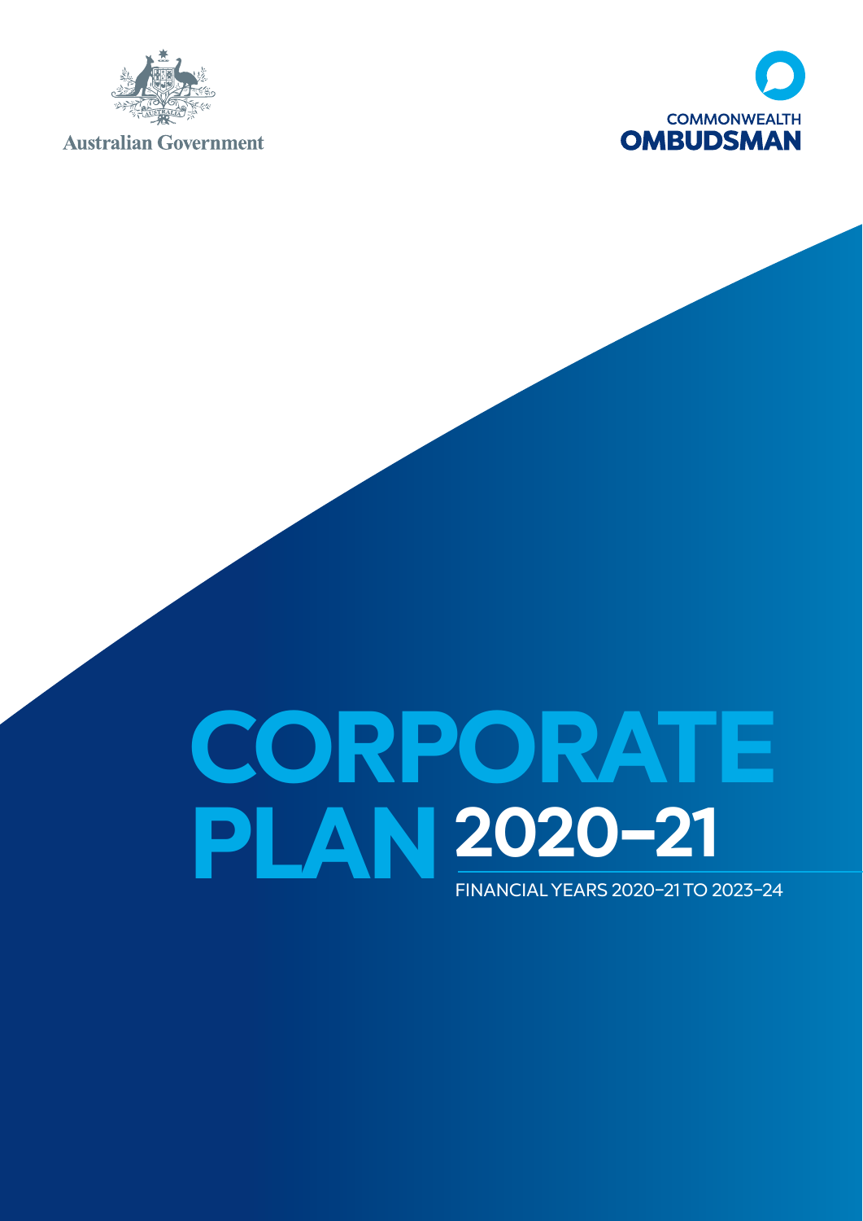Australian Government

COMMONWEALTH OMBUDSMAN

# CORPORATE PLAN 2020–21

FINANCIAL YEARS 2020–21 TO 2023–24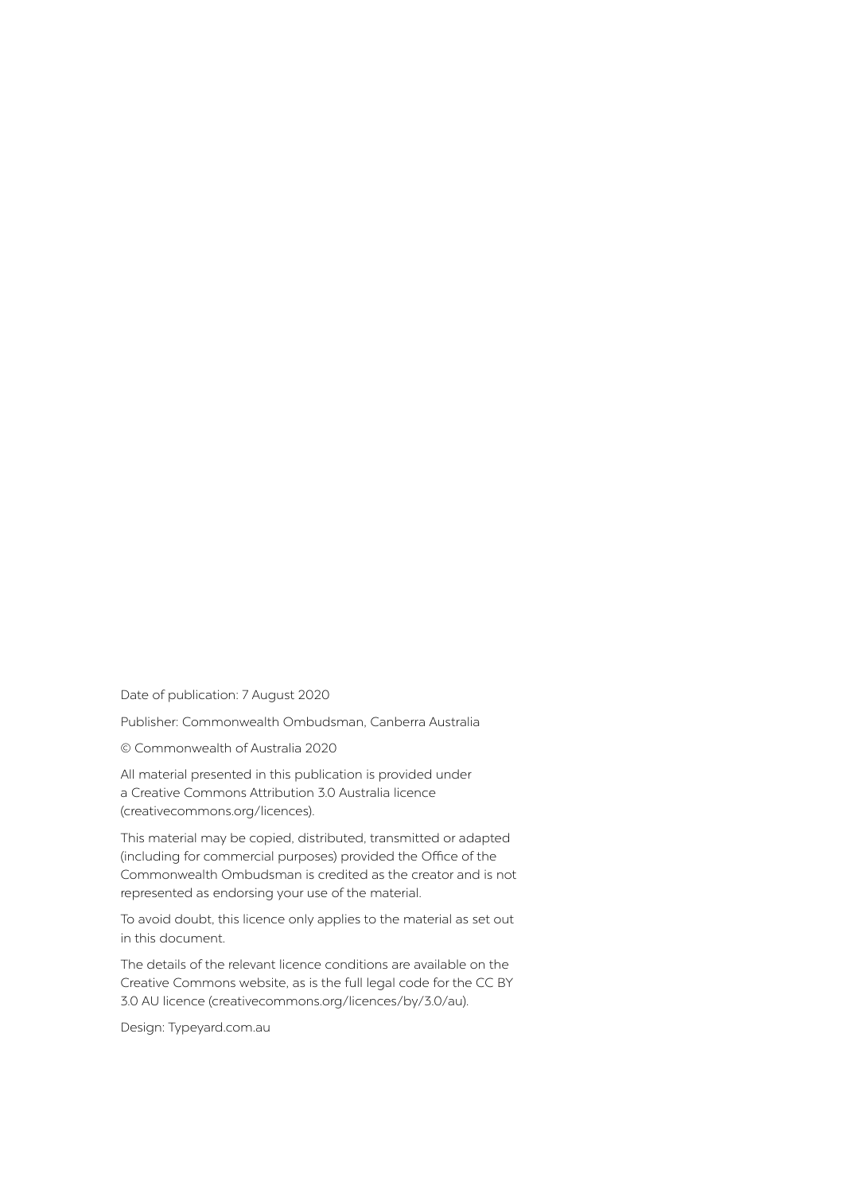Date of publication: 7 August 2020

Publisher: Commonwealth Ombudsman, Canberra Australia

© Commonwealth of Australia 2020

All material presented in this publication is provided under a Creative Commons Attribution 3.0 Australia licence (creativecommons.org/licences).

This material may be copied, distributed, transmitted or adapted (including for commercial purposes) provided the Office of the Commonwealth Ombudsman is credited as the creator and is not represented as endorsing your use of the material.

To avoid doubt, this licence only applies to the material as set out in this document.

The details of the relevant licence conditions are available on the Creative Commons website, as is the full legal code for the CC BY 3.0 AU licence (creativecommons.org/licences/by/3.0/au).

Design: Typeyard.com.au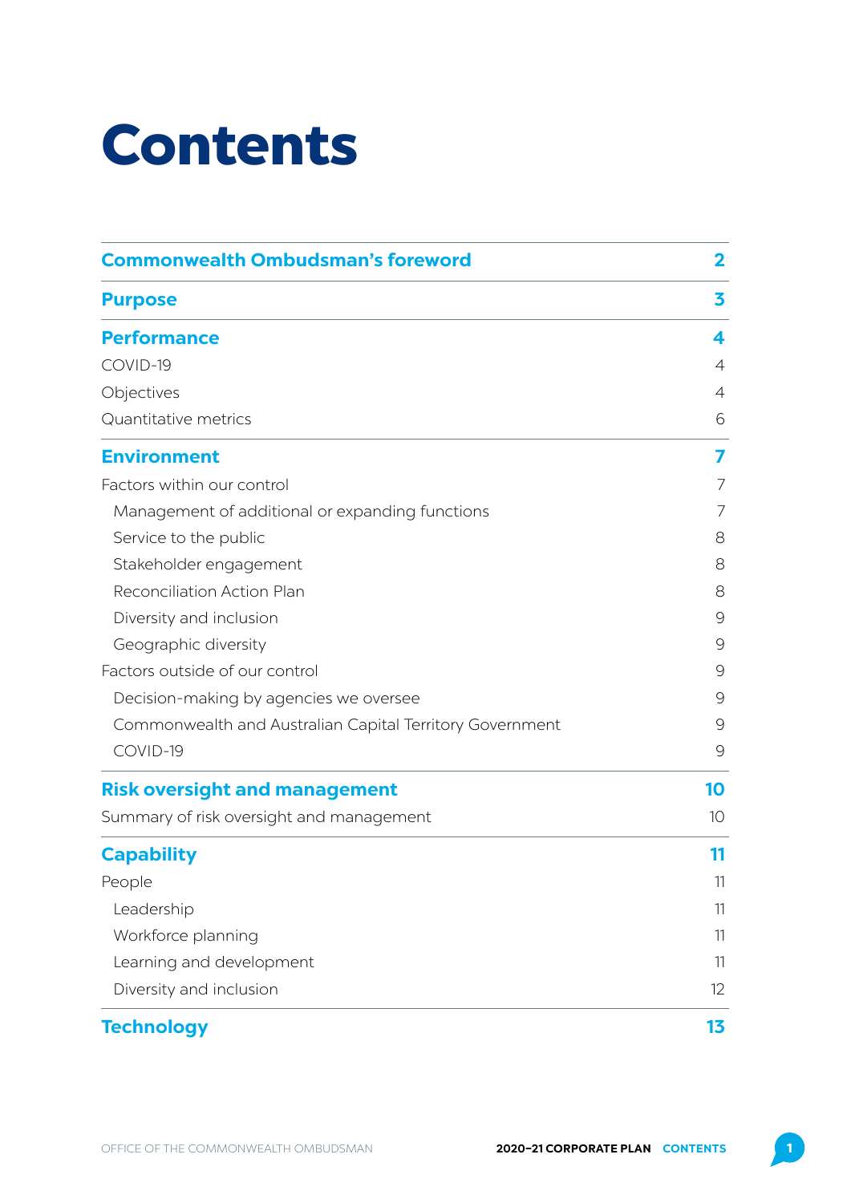# Contents

| | |
|---|---|
| **Commonwealth Ombudsman's foreword** | **2** |
| **Purpose** | **3** |
| **Performance** | **4** |
| COVID-19 | 4 |
| Objectives | 4 |
| Quantitative metrics | 6 |
| **Environment** | **7** |
| Factors within our control | 7 |
| Management of additional or expanding functions | 7 |
| Service to the public | 8 |
| Stakeholder engagement | 8 |
| Reconciliation Action Plan | 8 |
| Diversity and inclusion | 9 |
| Geographic diversity | 9 |
| Factors outside of our control | 9 |
| Decision-making by agencies we oversee | 9 |
| Commonwealth and Australian Capital Territory Government | 9 |
| COVID-19 | 9 |
| **Risk oversight and management** | **10** |
| Summary of risk oversight and management | 10 |
| **Capability** | **11** |
| People | 11 |
| Leadership | 11 |
| Workforce planning | 11 |
| Learning and development | 11 |
| Diversity and inclusion | 12 |
| **Technology** | **13** |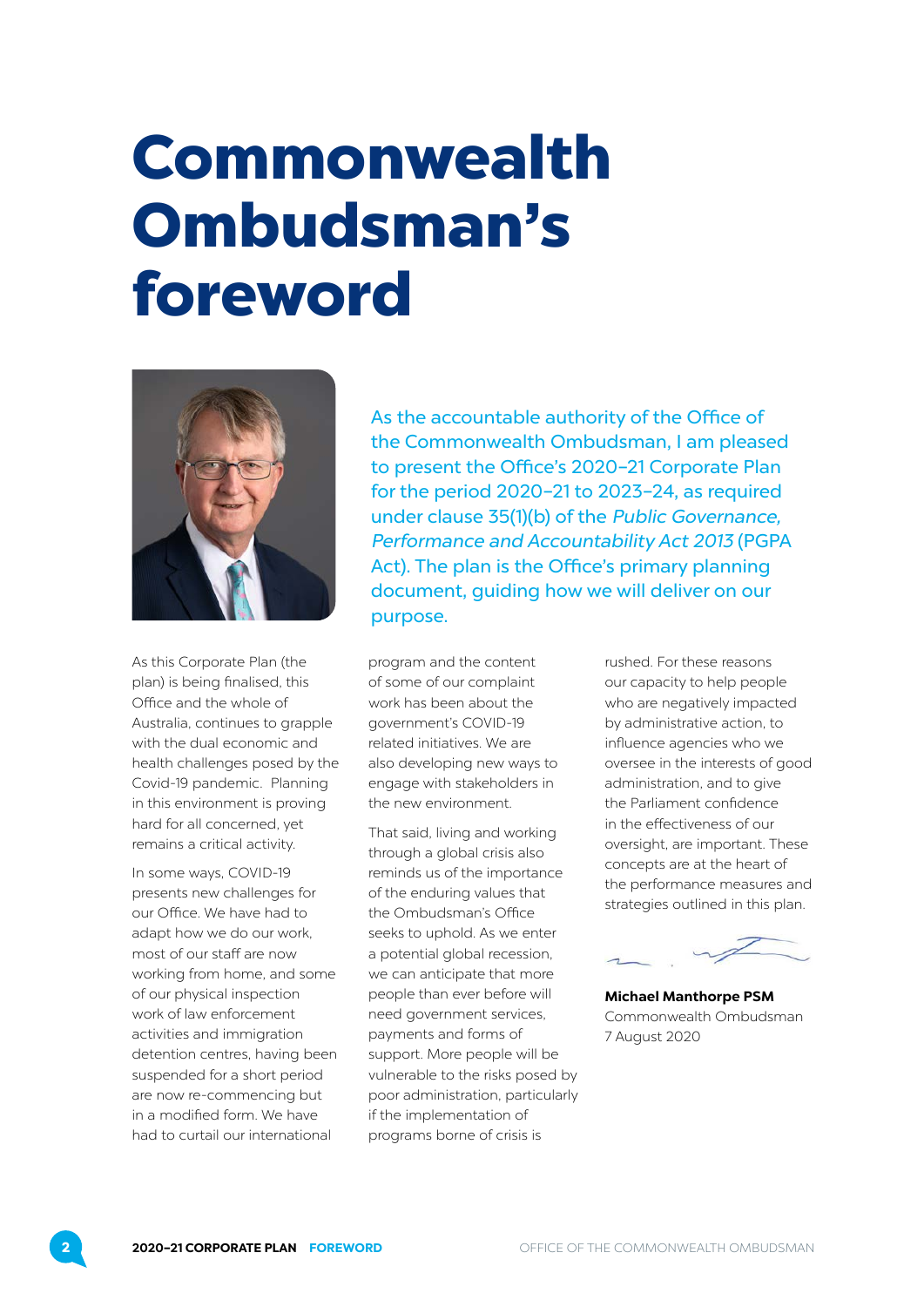# Commonwealth Ombudsman's foreword

As the accountable authority of the Office of the Commonwealth Ombudsman, I am pleased to present the Office's 2020–21 Corporate Plan for the period 2020–21 to 2023–24, as required under clause 35(1)(b) of the *Public Governance, Performance and Accountability Act 2013* (PGPA Act). The plan is the Office's primary planning document, guiding how we will deliver on our purpose.

As this Corporate Plan (the plan) is being finalised, this Office and the whole of Australia, continues to grapple with the dual economic and health challenges posed by the Covid-19 pandemic. Planning in this environment is proving hard for all concerned, yet remains a critical activity.

In some ways, COVID-19 presents new challenges for our Office. We have had to adapt how we do our work, most of our staff are now working from home, and some of our physical inspection work of law enforcement activities and immigration detention centres, having been suspended for a short period are now re-commencing but in a modified form. We have had to curtail our international program and the content of some of our complaint work has been about the government's COVID-19 related initiatives. We are also developing new ways to engage with stakeholders in the new environment.

That said, living and working through a global crisis also reminds us of the importance of the enduring values that the Ombudsman's Office seeks to uphold. As we enter a potential global recession, we can anticipate that more people than ever before will need government services, payments and forms of support. More people will be vulnerable to the risks posed by poor administration, particularly if the implementation of programs borne of crisis is rushed. For these reasons our capacity to help people who are negatively impacted by administrative action, to influence agencies who we oversee in the interests of good administration, and to give the Parliament confidence in the effectiveness of our oversight, are important. These concepts are at the heart of the performance measures and strategies outlined in this plan.

**Michael Manthorpe PSM**
Commonwealth Ombudsman
7 August 2020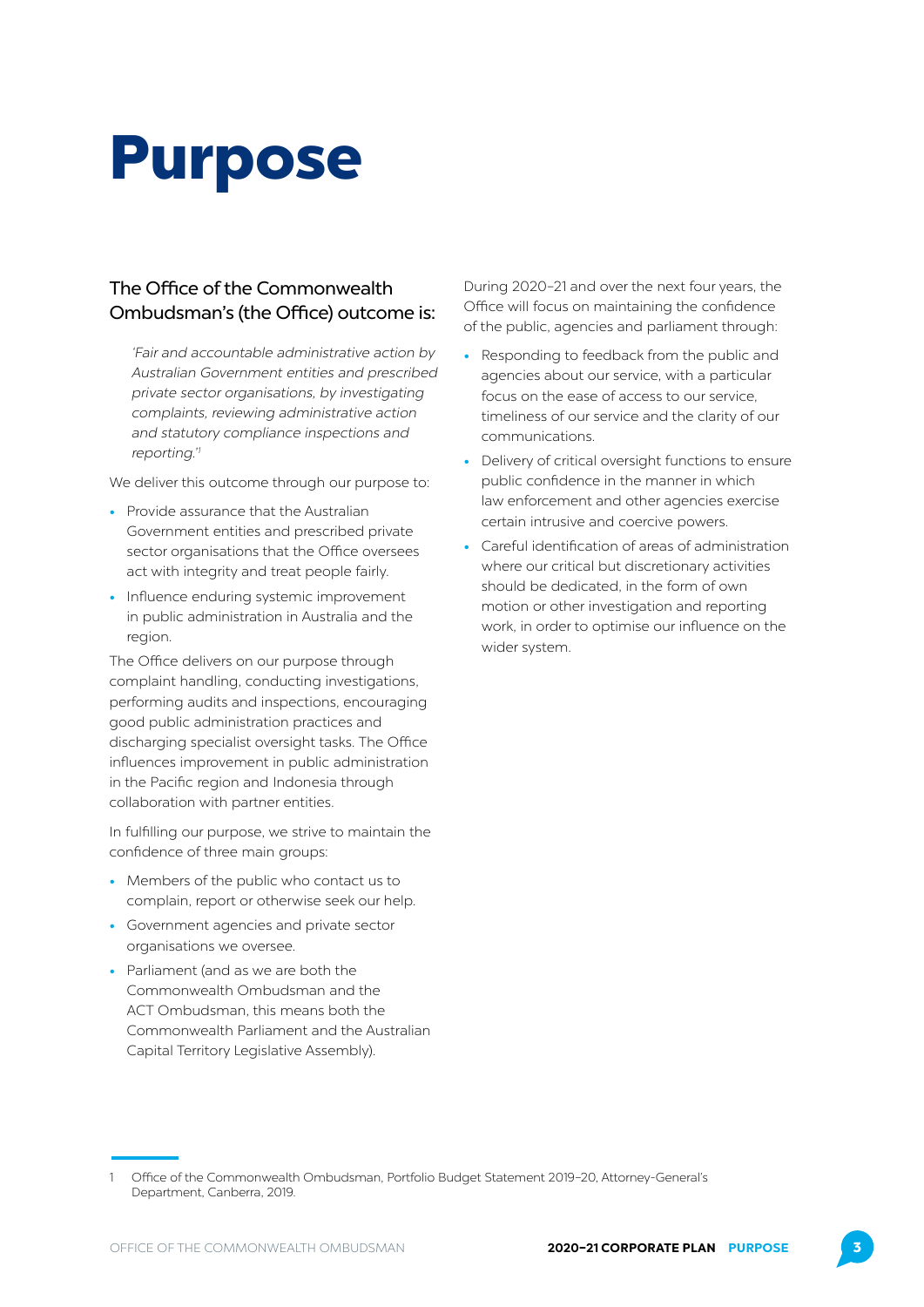# Purpose

## The Office of the Commonwealth Ombudsman's (the Office) outcome is:

> *'Fair and accountable administrative action by Australian Government entities and prescribed private sector organisations, by investigating complaints, reviewing administrative action and statutory compliance inspections and reporting.'*[1]

We deliver this outcome through our purpose to:

- Provide assurance that the Australian Government entities and prescribed private sector organisations that the Office oversees act with integrity and treat people fairly.
- Influence enduring systemic improvement in public administration in Australia and the region.

The Office delivers on our purpose through complaint handling, conducting investigations, performing audits and inspections, encouraging good public administration practices and discharging specialist oversight tasks. The Office influences improvement in public administration in the Pacific region and Indonesia through collaboration with partner entities.

In fulfilling our purpose, we strive to maintain the confidence of three main groups:

- Members of the public who contact us to complain, report or otherwise seek our help.
- Government agencies and private sector organisations we oversee.
- Parliament (and as we are both the Commonwealth Ombudsman and the ACT Ombudsman, this means both the Commonwealth Parliament and the Australian Capital Territory Legislative Assembly).

During 2020–21 and over the next four years, the Office will focus on maintaining the confidence of the public, agencies and parliament through:

- Responding to feedback from the public and agencies about our service, with a particular focus on the ease of access to our service, timeliness of our service and the clarity of our communications.
- Delivery of critical oversight functions to ensure public confidence in the manner in which law enforcement and other agencies exercise certain intrusive and coercive powers.
- Careful identification of areas of administration where our critical but discretionary activities should be dedicated, in the form of own motion or other investigation and reporting work, in order to optimise our influence on the wider system.

---

1 Office of the Commonwealth Ombudsman, Portfolio Budget Statement 2019–20, Attorney-General's Department, Canberra, 2019.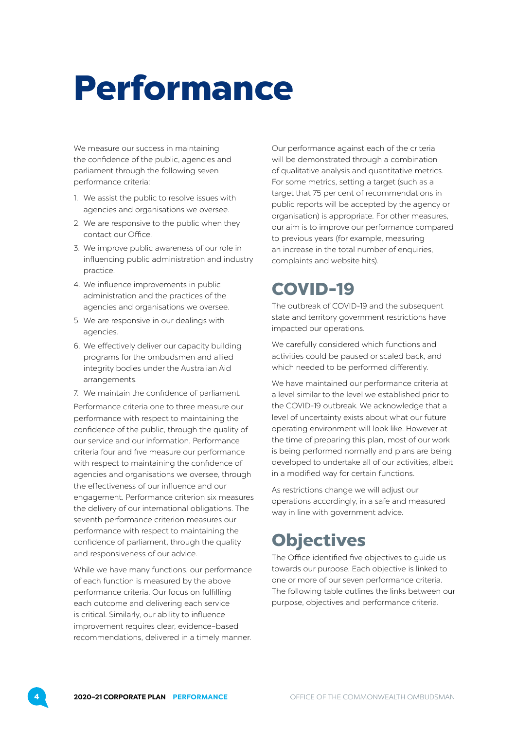# Performance

We measure our success in maintaining the confidence of the public, agencies and parliament through the following seven performance criteria:

1. We assist the public to resolve issues with agencies and organisations we oversee.
2. We are responsive to the public when they contact our Office.
3. We improve public awareness of our role in influencing public administration and industry practice.
4. We influence improvements in public administration and the practices of the agencies and organisations we oversee.
5. We are responsive in our dealings with agencies.
6. We effectively deliver our capacity building programs for the ombudsmen and allied integrity bodies under the Australian Aid arrangements.
7. We maintain the confidence of parliament.

Performance criteria one to three measure our performance with respect to maintaining the confidence of the public, through the quality of our service and our information. Performance criteria four and five measure our performance with respect to maintaining the confidence of agencies and organisations we oversee, through the effectiveness of our influence and our engagement. Performance criterion six measures the delivery of our international obligations. The seventh performance criterion measures our performance with respect to maintaining the confidence of parliament, through the quality and responsiveness of our advice.

While we have many functions, our performance of each function is measured by the above performance criteria. Our focus on fulfilling each outcome and delivering each service is critical. Similarly, our ability to influence improvement requires clear, evidence-based recommendations, delivered in a timely manner.

Our performance against each of the criteria will be demonstrated through a combination of qualitative analysis and quantitative metrics. For some metrics, setting a target (such as a target that 75 per cent of recommendations in public reports will be accepted by the agency or organisation) is appropriate. For other measures, our aim is to improve our performance compared to previous years (for example, measuring an increase in the total number of enquiries, complaints and website hits).

## COVID-19

The outbreak of COVID-19 and the subsequent state and territory government restrictions have impacted our operations.

We carefully considered which functions and activities could be paused or scaled back, and which needed to be performed differently.

We have maintained our performance criteria at a level similar to the level we established prior to the COVID-19 outbreak. We acknowledge that a level of uncertainty exists about what our future operating environment will look like. However at the time of preparing this plan, most of our work is being performed normally and plans are being developed to undertake all of our activities, albeit in a modified way for certain functions.

As restrictions change we will adjust our operations accordingly, in a safe and measured way in line with government advice.

## Objectives

The Office identified five objectives to guide us towards our purpose. Each objective is linked to one or more of our seven performance criteria. The following table outlines the links between our purpose, objectives and performance criteria.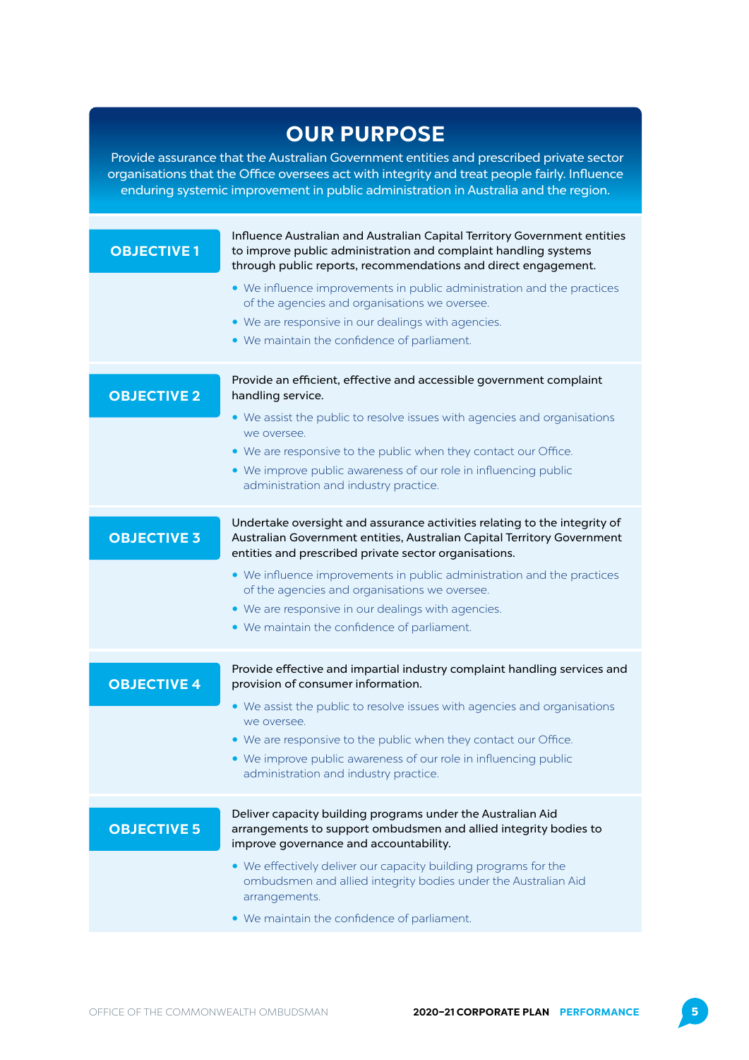# OUR PURPOSE

Provide assurance that the Australian Government entities and prescribed private sector organisations that the Office oversees act with integrity and treat people fairly. Influence enduring systemic improvement in public administration in Australia and the region.

## OBJECTIVE 1

Influence Australian and Australian Capital Territory Government entities to improve public administration and complaint handling systems through public reports, recommendations and direct engagement.

- We influence improvements in public administration and the practices of the agencies and organisations we oversee.
- We are responsive in our dealings with agencies.
- We maintain the confidence of parliament.

## OBJECTIVE 2

Provide an efficient, effective and accessible government complaint handling service.

- We assist the public to resolve issues with agencies and organisations we oversee.
- We are responsive to the public when they contact our Office.
- We improve public awareness of our role in influencing public administration and industry practice.

## OBJECTIVE 3

Undertake oversight and assurance activities relating to the integrity of Australian Government entities, Australian Capital Territory Government entities and prescribed private sector organisations.

- We influence improvements in public administration and the practices of the agencies and organisations we oversee.
- We are responsive in our dealings with agencies.
- We maintain the confidence of parliament.

## OBJECTIVE 4

Provide effective and impartial industry complaint handling services and provision of consumer information.

- We assist the public to resolve issues with agencies and organisations we oversee.
- We are responsive to the public when they contact our Office.
- We improve public awareness of our role in influencing public administration and industry practice.

## OBJECTIVE 5

Deliver capacity building programs under the Australian Aid arrangements to support ombudsmen and allied integrity bodies to improve governance and accountability.

- We effectively deliver our capacity building programs for the ombudsmen and allied integrity bodies under the Australian Aid arrangements.
- We maintain the confidence of parliament.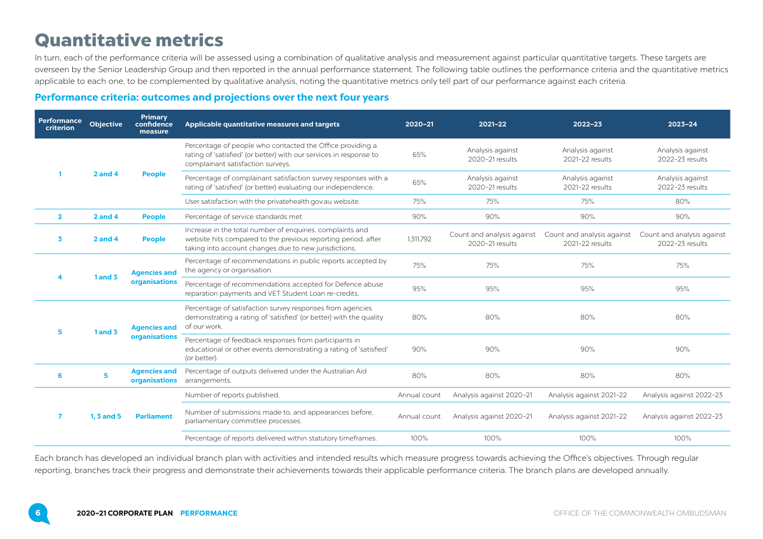# Quantitative metrics

In turn, each of the performance criteria will be assessed using a combination of qualitative analysis and measurement against particular quantitative targets. These targets are overseen by the Senior Leadership Group and then reported in the annual performance statement. The following table outlines the performance criteria and the quantitative metrics applicable to each one, to be complemented by qualitative analysis, noting the quantitative metrics only tell part of our performance against each criteria.

### Performance criteria: outcomes and projections over the next four years

| Performance criterion | Objective | Primary confidence measure | Applicable quantitative measures and targets | 2020–21 | 2021–22 | 2022–23 | 2023–24 |
|---|---|---|---|---|---|---|---|
| 1 | 2 and 4 | People | Percentage of people who contacted the Office providing a rating of 'satisfied' (or better) with our services in response to complainant satisfaction surveys. | 65% | Analysis against 2020–21 results | Analysis against 2021–22 results | Analysis against 2022–23 results |
| | | | Percentage of complainant satisfaction survey responses with a rating of 'satisfied' (or better) evaluating our independence. | 65% | Analysis against 2020–21 results | Analysis against 2021–22 results | Analysis against 2022–23 results |
| | | | User satisfaction with the privatehealth.gov.au website. | 75% | 75% | 75% | 80% |
| 2 | 2 and 4 | People | Percentage of service standards met | 90% | 90% | 90% | 90% |
| 3 | 2 and 4 | People | Increase in the total number of enquiries, complaints and website hits compared to the previous reporting period, after taking into account changes due to new jurisdictions. | 1,311,792 | Count and analysis against 2020–21 results | Count and analysis against 2021–22 results | Count and analysis against 2022–23 results |
| 4 | 1 and 3 | Agencies and organisations | Percentage of recommendations in public reports accepted by the agency or organisation. | 75% | 75% | 75% | 75% |
| | | | Percentage of recommendations accepted for Defence abuse reparation payments and VET Student Loan re-credits. | 95% | 95% | 95% | 95% |
| 5 | 1 and 3 | Agencies and organisations | Percentage of satisfaction survey responses from agencies demonstrating a rating of 'satisfied' (or better) with the quality of our work. | 80% | 80% | 80% | 80% |
| | | | Percentage of feedback responses from participants in educational or other events demonstrating a rating of 'satisfied' (or better). | 90% | 90% | 90% | 90% |
| 6 | 5 | Agencies and organisations | Percentage of outputs delivered under the Australian Aid arrangements. | 80% | 80% | 80% | 80% |
| 7 | 1, 3 and 5 | Parliament | Number of reports published. | Annual count | Analysis against 2020–21 | Analysis against 2021–22 | Analysis against 2022–23 |
| | | | Number of submissions made to, and appearances before, parliamentary committee processes. | Annual count | Analysis against 2020–21 | Analysis against 2021–22 | Analysis against 2022–23 |
| | | | Percentage of reports delivered within statutory timeframes. | 100% | 100% | 100% | 100% |

Each branch has developed an individual branch plan with activities and intended results which measure progress towards achieving the Office's objectives. Through regular reporting, branches track their progress and demonstrate their achievements towards their applicable performance criteria. The branch plans are developed annually.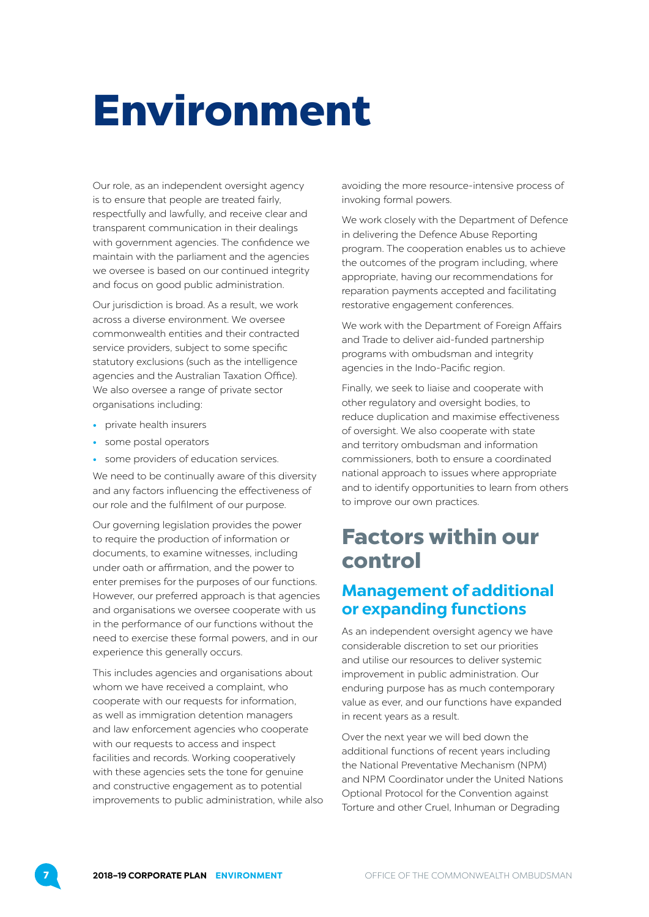# Environment

Our role, as an independent oversight agency is to ensure that people are treated fairly, respectfully and lawfully, and receive clear and transparent communication in their dealings with government agencies. The confidence we maintain with the parliament and the agencies we oversee is based on our continued integrity and focus on good public administration.

Our jurisdiction is broad. As a result, we work across a diverse environment. We oversee commonwealth entities and their contracted service providers, subject to some specific statutory exclusions (such as the intelligence agencies and the Australian Taxation Office). We also oversee a range of private sector organisations including:

- private health insurers
- some postal operators
- some providers of education services.

We need to be continually aware of this diversity and any factors influencing the effectiveness of our role and the fulfilment of our purpose.

Our governing legislation provides the power to require the production of information or documents, to examine witnesses, including under oath or affirmation, and the power to enter premises for the purposes of our functions. However, our preferred approach is that agencies and organisations we oversee cooperate with us in the performance of our functions without the need to exercise these formal powers, and in our experience this generally occurs.

This includes agencies and organisations about whom we have received a complaint, who cooperate with our requests for information, as well as immigration detention managers and law enforcement agencies who cooperate with our requests to access and inspect facilities and records. Working cooperatively with these agencies sets the tone for genuine and constructive engagement as to potential improvements to public administration, while also avoiding the more resource-intensive process of invoking formal powers.

We work closely with the Department of Defence in delivering the Defence Abuse Reporting program. The cooperation enables us to achieve the outcomes of the program including, where appropriate, having our recommendations for reparation payments accepted and facilitating restorative engagement conferences.

We work with the Department of Foreign Affairs and Trade to deliver aid-funded partnership programs with ombudsman and integrity agencies in the Indo-Pacific region.

Finally, we seek to liaise and cooperate with other regulatory and oversight bodies, to reduce duplication and maximise effectiveness of oversight. We also cooperate with state and territory ombudsman and information commissioners, both to ensure a coordinated national approach to issues where appropriate and to identify opportunities to learn from others to improve our own practices.

## Factors within our control

### Management of additional or expanding functions

As an independent oversight agency we have considerable discretion to set our priorities and utilise our resources to deliver systemic improvement in public administration. Our enduring purpose has as much contemporary value as ever, and our functions have expanded in recent years as a result.

Over the next year we will bed down the additional functions of recent years including the National Preventative Mechanism (NPM) and NPM Coordinator under the United Nations Optional Protocol for the Convention against Torture and other Cruel, Inhuman or Degrading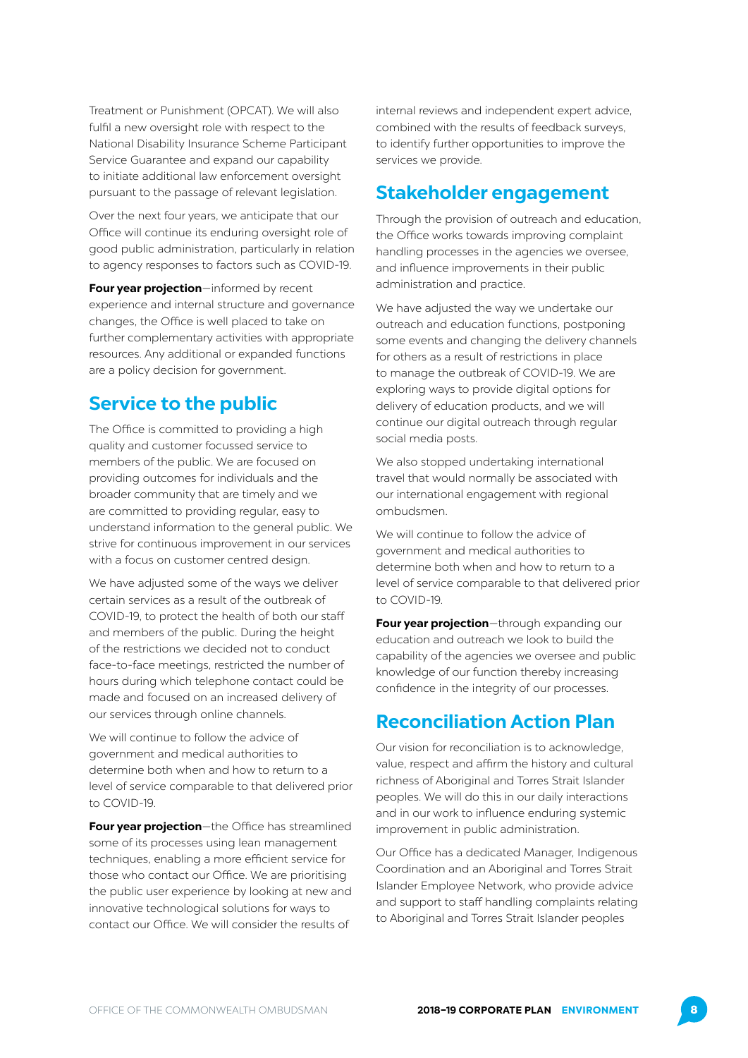Treatment or Punishment (OPCAT). We will also fulfil a new oversight role with respect to the National Disability Insurance Scheme Participant Service Guarantee and expand our capability to initiate additional law enforcement oversight pursuant to the passage of relevant legislation.

Over the next four years, we anticipate that our Office will continue its enduring oversight role of good public administration, particularly in relation to agency responses to factors such as COVID-19.

**Four year projection**—informed by recent experience and internal structure and governance changes, the Office is well placed to take on further complementary activities with appropriate resources. Any additional or expanded functions are a policy decision for government.

## Service to the public

The Office is committed to providing a high quality and customer focussed service to members of the public. We are focused on providing outcomes for individuals and the broader community that are timely and we are committed to providing regular, easy to understand information to the general public. We strive for continuous improvement in our services with a focus on customer centred design.

We have adjusted some of the ways we deliver certain services as a result of the outbreak of COVID-19, to protect the health of both our staff and members of the public. During the height of the restrictions we decided not to conduct face-to-face meetings, restricted the number of hours during which telephone contact could be made and focused on an increased delivery of our services through online channels.

We will continue to follow the advice of government and medical authorities to determine both when and how to return to a level of service comparable to that delivered prior to COVID-19.

**Four year projection**—the Office has streamlined some of its processes using lean management techniques, enabling a more efficient service for those who contact our Office. We are prioritising the public user experience by looking at new and innovative technological solutions for ways to contact our Office. We will consider the results of internal reviews and independent expert advice, combined with the results of feedback surveys, to identify further opportunities to improve the services we provide.

## Stakeholder engagement

Through the provision of outreach and education, the Office works towards improving complaint handling processes in the agencies we oversee, and influence improvements in their public administration and practice.

We have adjusted the way we undertake our outreach and education functions, postponing some events and changing the delivery channels for others as a result of restrictions in place to manage the outbreak of COVID-19. We are exploring ways to provide digital options for delivery of education products, and we will continue our digital outreach through regular social media posts.

We also stopped undertaking international travel that would normally be associated with our international engagement with regional ombudsmen.

We will continue to follow the advice of government and medical authorities to determine both when and how to return to a level of service comparable to that delivered prior to COVID-19.

**Four year projection**—through expanding our education and outreach we look to build the capability of the agencies we oversee and public knowledge of our function thereby increasing confidence in the integrity of our processes.

## Reconciliation Action Plan

Our vision for reconciliation is to acknowledge, value, respect and affirm the history and cultural richness of Aboriginal and Torres Strait Islander peoples. We will do this in our daily interactions and in our work to influence enduring systemic improvement in public administration.

Our Office has a dedicated Manager, Indigenous Coordination and an Aboriginal and Torres Strait Islander Employee Network, who provide advice and support to staff handling complaints relating to Aboriginal and Torres Strait Islander peoples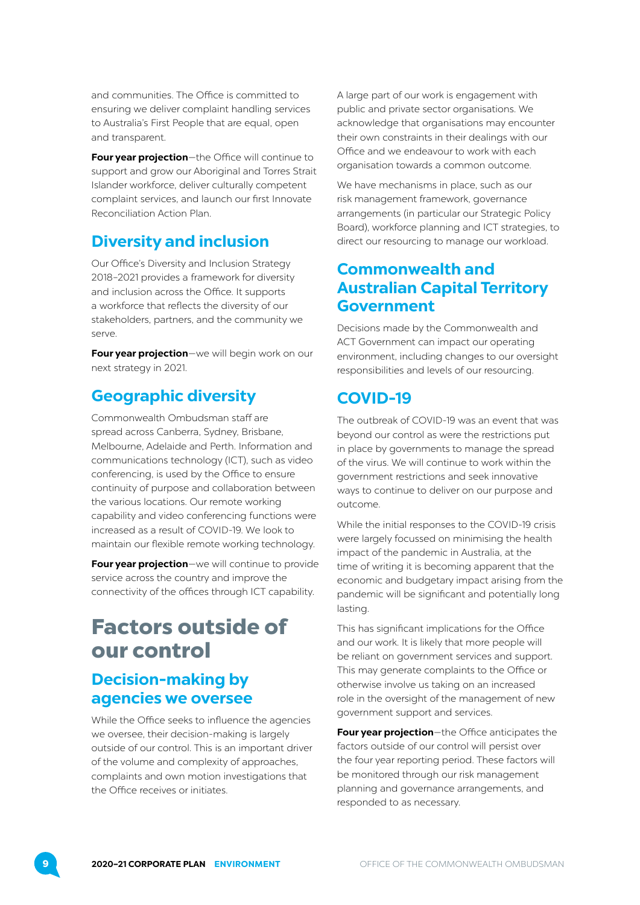and communities. The Office is committed to ensuring we deliver complaint handling services to Australia's First People that are equal, open and transparent.

**Four year projection**—the Office will continue to support and grow our Aboriginal and Torres Strait Islander workforce, deliver culturally competent complaint services, and launch our first Innovate Reconciliation Action Plan.

## Diversity and inclusion

Our Office's Diversity and Inclusion Strategy 2018–2021 provides a framework for diversity and inclusion across the Office. It supports a workforce that reflects the diversity of our stakeholders, partners, and the community we serve.

**Four year projection**—we will begin work on our next strategy in 2021.

## Geographic diversity

Commonwealth Ombudsman staff are spread across Canberra, Sydney, Brisbane, Melbourne, Adelaide and Perth. Information and communications technology (ICT), such as video conferencing, is used by the Office to ensure continuity of purpose and collaboration between the various locations. Our remote working capability and video conferencing functions were increased as a result of COVID-19. We look to maintain our flexible remote working technology.

**Four year projection**—we will continue to provide service across the country and improve the connectivity of the offices through ICT capability.

# Factors outside of our control

## Decision-making by agencies we oversee

While the Office seeks to influence the agencies we oversee, their decision-making is largely outside of our control. This is an important driver of the volume and complexity of approaches, complaints and own motion investigations that the Office receives or initiates.

A large part of our work is engagement with public and private sector organisations. We acknowledge that organisations may encounter their own constraints in their dealings with our Office and we endeavour to work with each organisation towards a common outcome.

We have mechanisms in place, such as our risk management framework, governance arrangements (in particular our Strategic Policy Board), workforce planning and ICT strategies, to direct our resourcing to manage our workload.

## Commonwealth and Australian Capital Territory Government

Decisions made by the Commonwealth and ACT Government can impact our operating environment, including changes to our oversight responsibilities and levels of our resourcing.

## COVID-19

The outbreak of COVID-19 was an event that was beyond our control as were the restrictions put in place by governments to manage the spread of the virus. We will continue to work within the government restrictions and seek innovative ways to continue to deliver on our purpose and outcome.

While the initial responses to the COVID-19 crisis were largely focussed on minimising the health impact of the pandemic in Australia, at the time of writing it is becoming apparent that the economic and budgetary impact arising from the pandemic will be significant and potentially long lasting.

This has significant implications for the Office and our work. It is likely that more people will be reliant on government services and support. This may generate complaints to the Office or otherwise involve us taking on an increased role in the oversight of the management of new government support and services.

**Four year projection**—the Office anticipates the factors outside of our control will persist over the four year reporting period. These factors will be monitored through our risk management planning and governance arrangements, and responded to as necessary.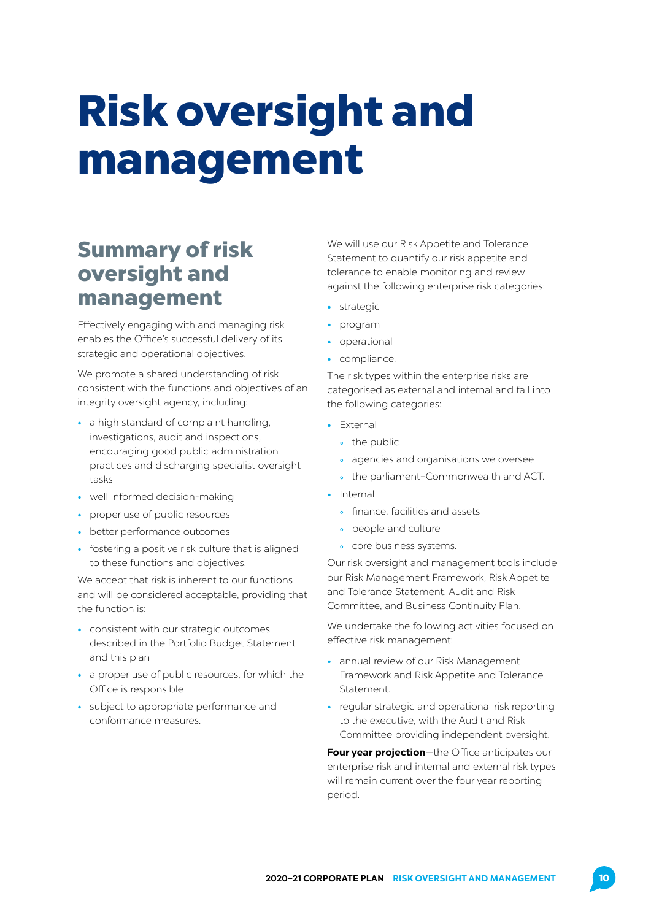# Risk oversight and management

## Summary of risk oversight and management

Effectively engaging with and managing risk enables the Office's successful delivery of its strategic and operational objectives.

We promote a shared understanding of risk consistent with the functions and objectives of an integrity oversight agency, including:

- a high standard of complaint handling, investigations, audit and inspections, encouraging good public administration practices and discharging specialist oversight tasks
- well informed decision-making
- proper use of public resources
- better performance outcomes
- fostering a positive risk culture that is aligned to these functions and objectives.

We accept that risk is inherent to our functions and will be considered acceptable, providing that the function is:

- consistent with our strategic outcomes described in the Portfolio Budget Statement and this plan
- a proper use of public resources, for which the Office is responsible
- subject to appropriate performance and conformance measures.

We will use our Risk Appetite and Tolerance Statement to quantify our risk appetite and tolerance to enable monitoring and review against the following enterprise risk categories:

- strategic
- program
- operational
- compliance.

The risk types within the enterprise risks are categorised as external and internal and fall into the following categories:

- External
  - the public
  - agencies and organisations we oversee
  - the parliament–Commonwealth and ACT.
- Internal
  - finance, facilities and assets
  - people and culture
  - core business systems.

Our risk oversight and management tools include our Risk Management Framework, Risk Appetite and Tolerance Statement, Audit and Risk Committee, and Business Continuity Plan.

We undertake the following activities focused on effective risk management:

- annual review of our Risk Management Framework and Risk Appetite and Tolerance Statement.
- regular strategic and operational risk reporting to the executive, with the Audit and Risk Committee providing independent oversight.

**Four year projection**—the Office anticipates our enterprise risk and internal and external risk types will remain current over the four year reporting period.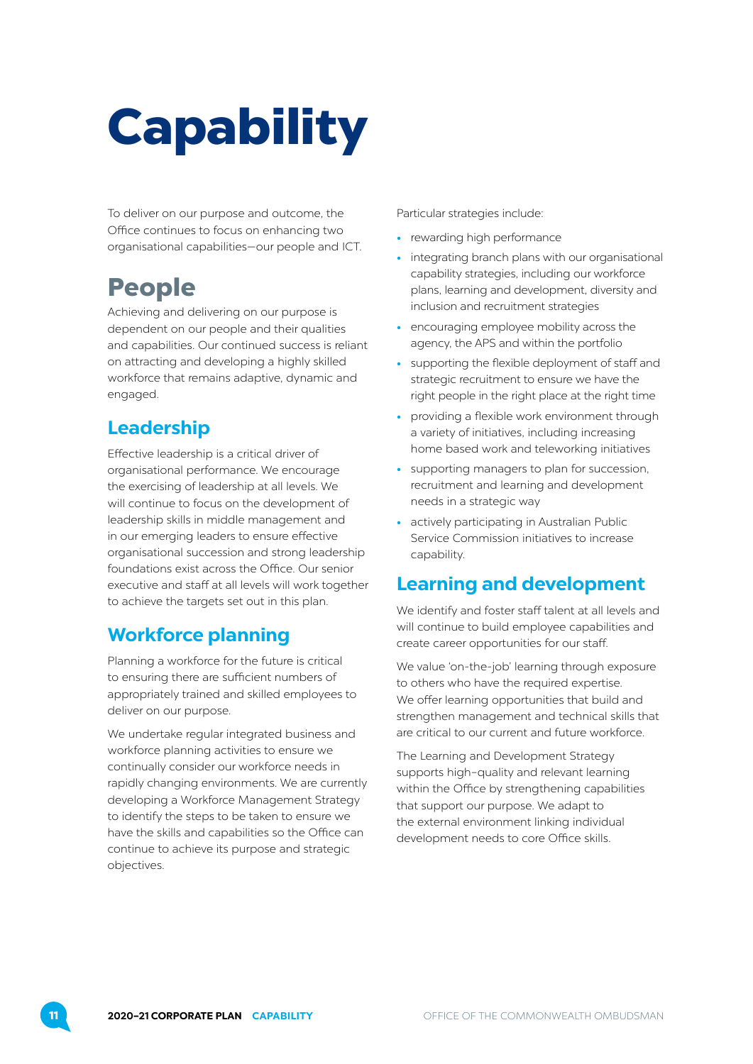# Capability

To deliver on our purpose and outcome, the Office continues to focus on enhancing two organisational capabilities—our people and ICT.

## People

Achieving and delivering on our purpose is dependent on our people and their qualities and capabilities. Our continued success is reliant on attracting and developing a highly skilled workforce that remains adaptive, dynamic and engaged.

### Leadership

Effective leadership is a critical driver of organisational performance. We encourage the exercising of leadership at all levels. We will continue to focus on the development of leadership skills in middle management and in our emerging leaders to ensure effective organisational succession and strong leadership foundations exist across the Office. Our senior executive and staff at all levels will work together to achieve the targets set out in this plan.

### Workforce planning

Planning a workforce for the future is critical to ensuring there are sufficient numbers of appropriately trained and skilled employees to deliver on our purpose.

We undertake regular integrated business and workforce planning activities to ensure we continually consider our workforce needs in rapidly changing environments. We are currently developing a Workforce Management Strategy to identify the steps to be taken to ensure we have the skills and capabilities so the Office can continue to achieve its purpose and strategic objectives.

Particular strategies include:

- rewarding high performance
- integrating branch plans with our organisational capability strategies, including our workforce plans, learning and development, diversity and inclusion and recruitment strategies
- encouraging employee mobility across the agency, the APS and within the portfolio
- supporting the flexible deployment of staff and strategic recruitment to ensure we have the right people in the right place at the right time
- providing a flexible work environment through a variety of initiatives, including increasing home based work and teleworking initiatives
- supporting managers to plan for succession, recruitment and learning and development needs in a strategic way
- actively participating in Australian Public Service Commission initiatives to increase capability.

### Learning and development

We identify and foster staff talent at all levels and will continue to build employee capabilities and create career opportunities for our staff.

We value 'on-the-job' learning through exposure to others who have the required expertise. We offer learning opportunities that build and strengthen management and technical skills that are critical to our current and future workforce.

The Learning and Development Strategy supports high-quality and relevant learning within the Office by strengthening capabilities that support our purpose. We adapt to the external environment linking individual development needs to core Office skills.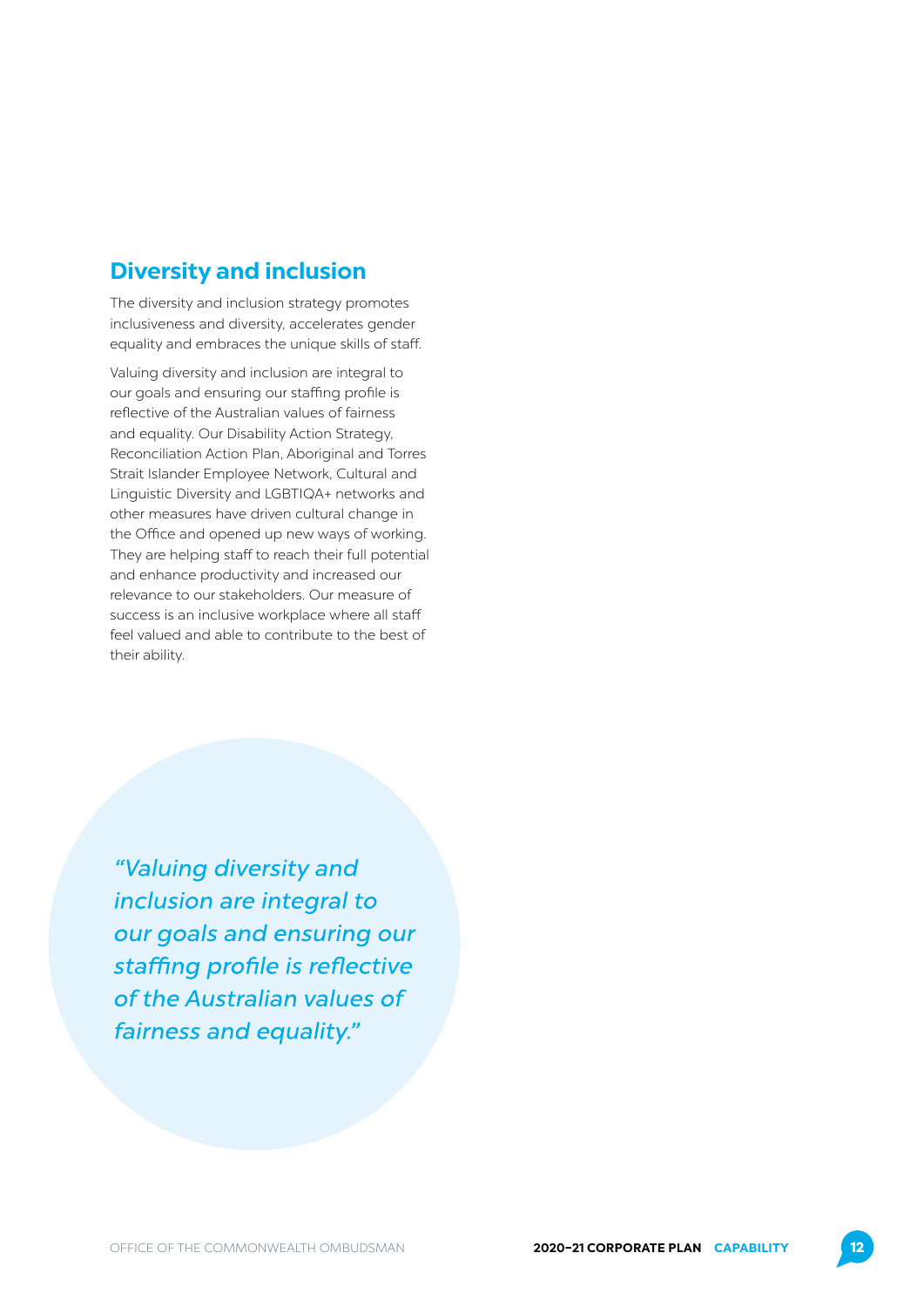## Diversity and inclusion

The diversity and inclusion strategy promotes inclusiveness and diversity, accelerates gender equality and embraces the unique skills of staff.

Valuing diversity and inclusion are integral to our goals and ensuring our staffing profile is reflective of the Australian values of fairness and equality. Our Disability Action Strategy, Reconciliation Action Plan, Aboriginal and Torres Strait Islander Employee Network, Cultural and Linguistic Diversity and LGBTIQA+ networks and other measures have driven cultural change in the Office and opened up new ways of working. They are helping staff to reach their full potential and enhance productivity and increased our relevance to our stakeholders. Our measure of success is an inclusive workplace where all staff feel valued and able to contribute to the best of their ability.

*"Valuing diversity and inclusion are integral to our goals and ensuring our staffing profile is reflective of the Australian values of fairness and equality."*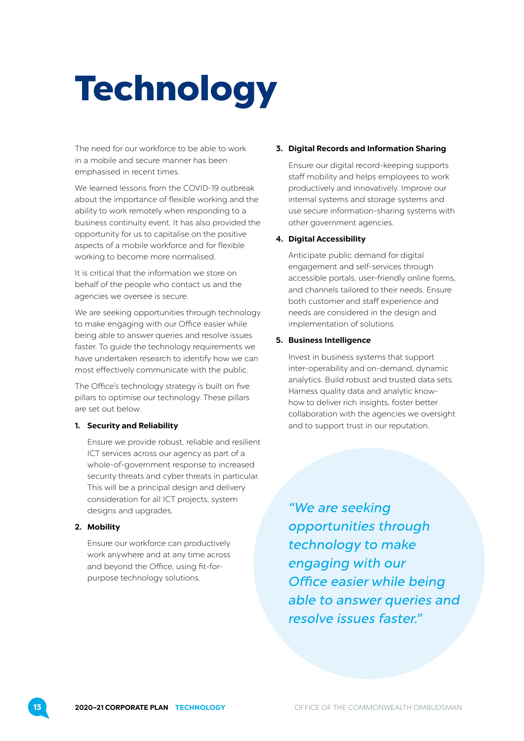# Technology

The need for our workforce to be able to work in a mobile and secure manner has been emphasised in recent times.

We learned lessons from the COVID-19 outbreak about the importance of flexible working and the ability to work remotely when responding to a business continuity event. It has also provided the opportunity for us to capitalise on the positive aspects of a mobile workforce and for flexible working to become more normalised.

It is critical that the information we store on behalf of the people who contact us and the agencies we oversee is secure.

We are seeking opportunities through technology to make engaging with our Office easier while being able to answer queries and resolve issues faster. To guide the technology requirements we have undertaken research to identify how we can most effectively communicate with the public.

The Office's technology strategy is built on five pillars to optimise our technology. These pillars are set out below.

1. **Security and Reliability**

   Ensure we provide robust, reliable and resilient ICT services across our agency as part of a whole-of-government response to increased security threats and cyber threats in particular. This will be a principal design and delivery consideration for all ICT projects, system designs and upgrades.

2. **Mobility**

   Ensure our workforce can productively work anywhere and at any time across and beyond the Office, using fit-for-purpose technology solutions.

3. **Digital Records and Information Sharing**

   Ensure our digital record-keeping supports staff mobility and helps employees to work productively and innovatively. Improve our internal systems and storage systems and use secure information-sharing systems with other government agencies.

4. **Digital Accessibility**

   Anticipate public demand for digital engagement and self-services through accessible portals, user-friendly online forms, and channels tailored to their needs. Ensure both customer and staff experience and needs are considered in the design and implementation of solutions.

5. **Business Intelligence**

   Invest in business systems that support inter-operability and on-demand, dynamic analytics. Build robust and trusted data sets. Harness quality data and analytic know-how to deliver rich insights, foster better collaboration with the agencies we oversight and to support trust in our reputation.

*"We are seeking opportunities through technology to make engaging with our Office easier while being able to answer queries and resolve issues faster."*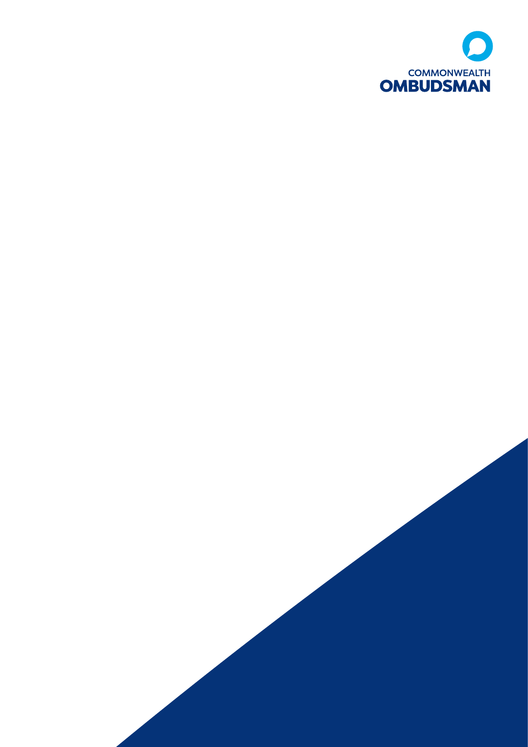COMMONWEALTH
OMBUDSMAN